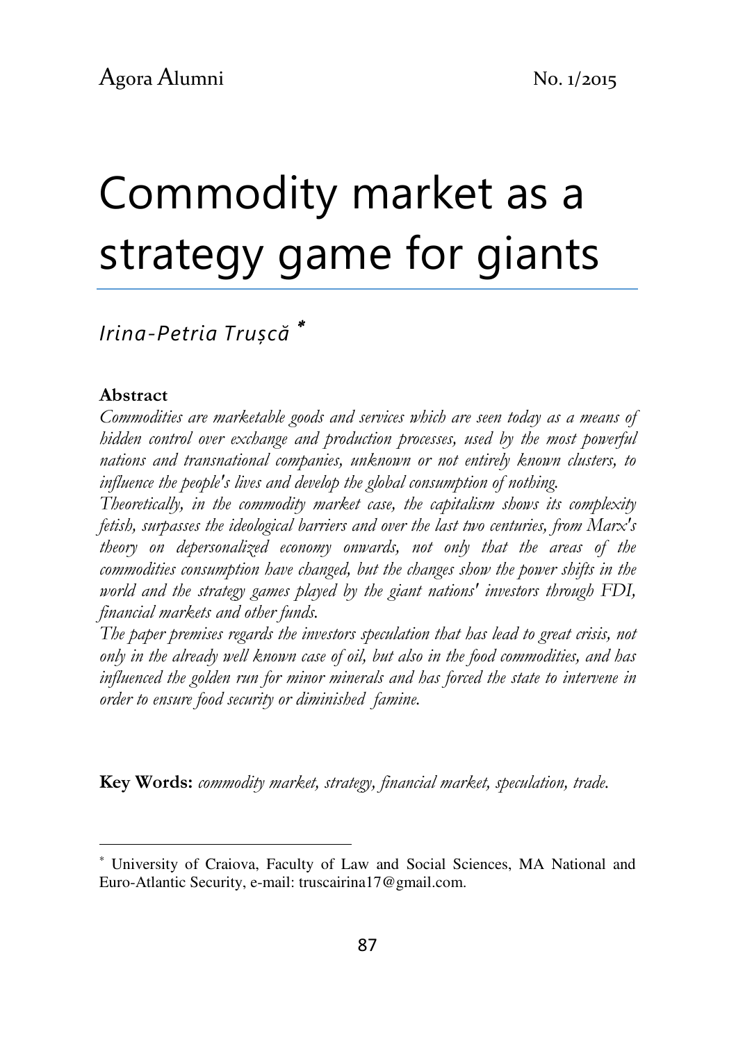# Commodity market as a strategy game for giants

*Irina-Petria Trușcă* [*]

**Abstract**

*Commodities are marketable goods and services which are seen today as a means of hidden control over exchange and production processes, used by the most powerful nations and transnational companies, unknown or not entirely known clusters, to influence the people's lives and develop the global consumption of nothing.*

*Theoretically, in the commodity market case, the capitalism shows its complexity fetish, surpasses the ideological barriers and over the last two centuries, from Marx's theory on depersonalized economy onwards, not only that the areas of the commodities consumption have changed, but the changes show the power shifts in the world and the strategy games played by the giant nations' investors through FDI, financial markets and other funds.*

*The paper premises regards the investors speculation that has lead to great crisis, not only in the already well known case of oil, but also in the food commodities, and has influenced the golden run for minor minerals and has forced the state to intervene in order to ensure food security or diminished famine.*

**Key Words:** *commodity market, strategy, financial market, speculation, trade.*

---

[*] University of Craiova, Faculty of Law and Social Sciences, MA National and Euro-Atlantic Security, e-mail: truscairina17@gmail.com.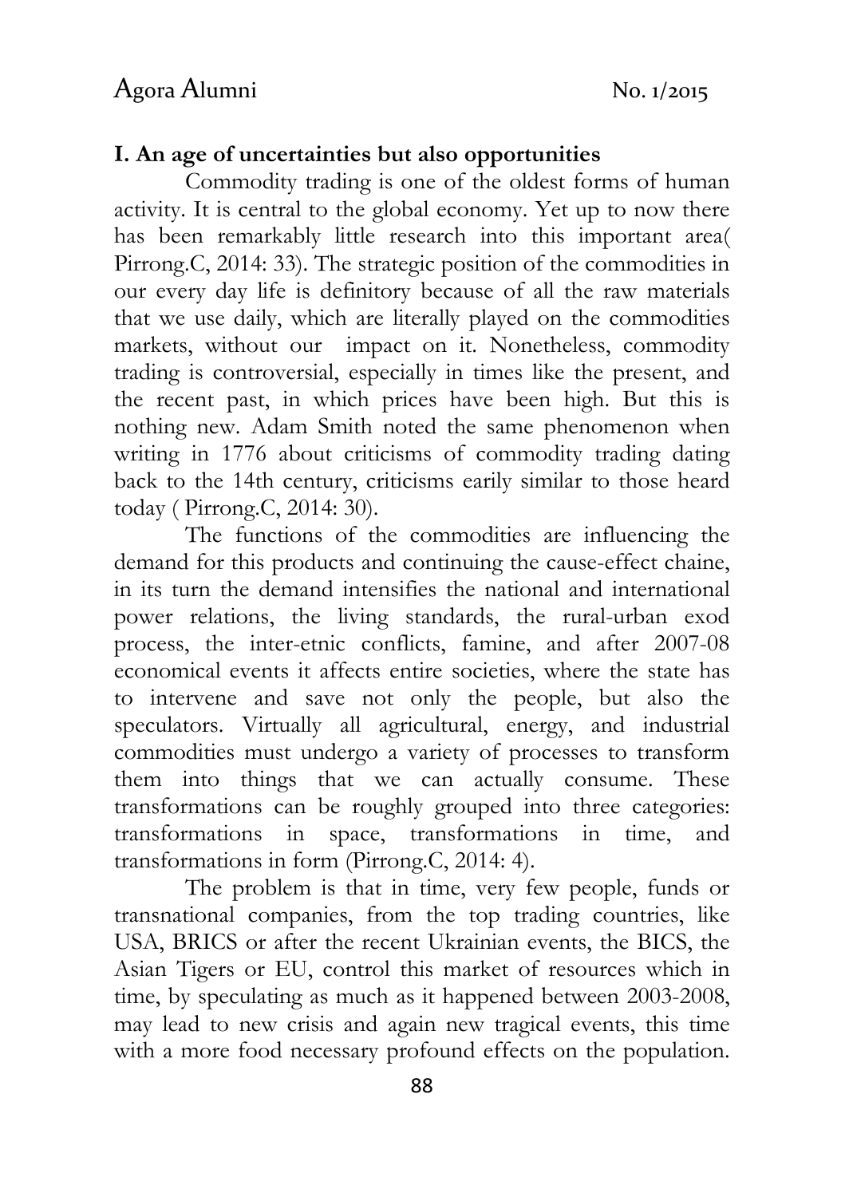## I. An age of uncertainties but also opportunities

Commodity trading is one of the oldest forms of human activity. It is central to the global economy. Yet up to now there has been remarkably little research into this important area( Pirrong.C, 2014: 33). The strategic position of the commodities in our every day life is definitory because of all the raw materials that we use daily, which are literally played on the commodities markets, without our impact on it. Nonetheless, commodity trading is controversial, especially in times like the present, and the recent past, in which prices have been high. But this is nothing new. Adam Smith noted the same phenomenon when writing in 1776 about criticisms of commodity trading dating back to the 14th century, criticisms earily similar to those heard today ( Pirrong.C, 2014: 30).

The functions of the commodities are influencing the demand for this products and continuing the cause-effect chaine, in its turn the demand intensifies the national and international power relations, the living standards, the rural-urban exod process, the inter-etnic conflicts, famine, and after 2007-08 economical events it affects entire societies, where the state has to intervene and save not only the people, but also the speculators. Virtually all agricultural, energy, and industrial commodities must undergo a variety of processes to transform them into things that we can actually consume. These transformations can be roughly grouped into three categories: transformations in space, transformations in time, and transformations in form (Pirrong.C, 2014: 4).

The problem is that in time, very few people, funds or transnational companies, from the top trading countries, like USA, BRICS or after the recent Ukrainian events, the BICS, the Asian Tigers or EU, control this market of resources which in time, by speculating as much as it happened between 2003-2008, may lead to new crisis and again new tragical events, this time with a more food necessary profound effects on the population.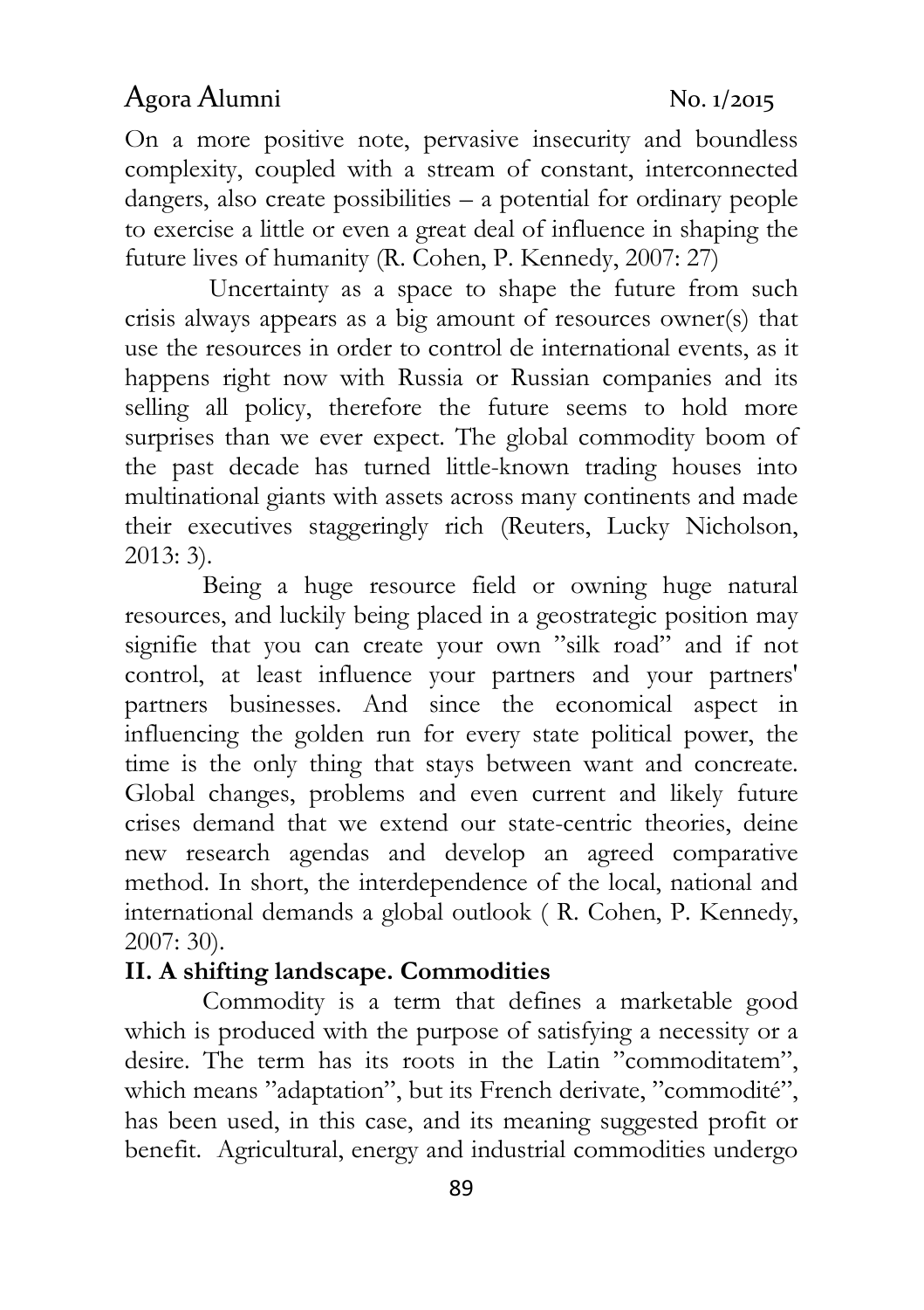On a more positive note, pervasive insecurity and boundless complexity, coupled with a stream of constant, interconnected dangers, also create possibilities – a potential for ordinary people to exercise a little or even a great deal of influence in shaping the future lives of humanity (R. Cohen, P. Kennedy, 2007: 27)

Uncertainty as a space to shape the future from such crisis always appears as a big amount of resources owner(s) that use the resources in order to control de international events, as it happens right now with Russia or Russian companies and its selling all policy, therefore the future seems to hold more surprises than we ever expect. The global commodity boom of the past decade has turned little-known trading houses into multinational giants with assets across many continents and made their executives staggeringly rich (Reuters, Lucky Nicholson, 2013: 3).

Being a huge resource field or owning huge natural resources, and luckily being placed in a geostrategic position may signifie that you can create your own "silk road" and if not control, at least influence your partners and your partners' partners businesses. And since the economical aspect in influencing the golden run for every state political power, the time is the only thing that stays between want and concreate. Global changes, problems and even current and likely future crises demand that we extend our state-centric theories, deine new research agendas and develop an agreed comparative method. In short, the interdependence of the local, national and international demands a global outlook ( R. Cohen, P. Kennedy, 2007: 30).

## II. A shifting landscape. Commodities

Commodity is a term that defines a marketable good which is produced with the purpose of satisfying a necessity or a desire. The term has its roots in the Latin "commoditatem", which means "adaptation", but its French derivate, "commodité", has been used, in this case, and its meaning suggested profit or benefit. Agricultural, energy and industrial commodities undergo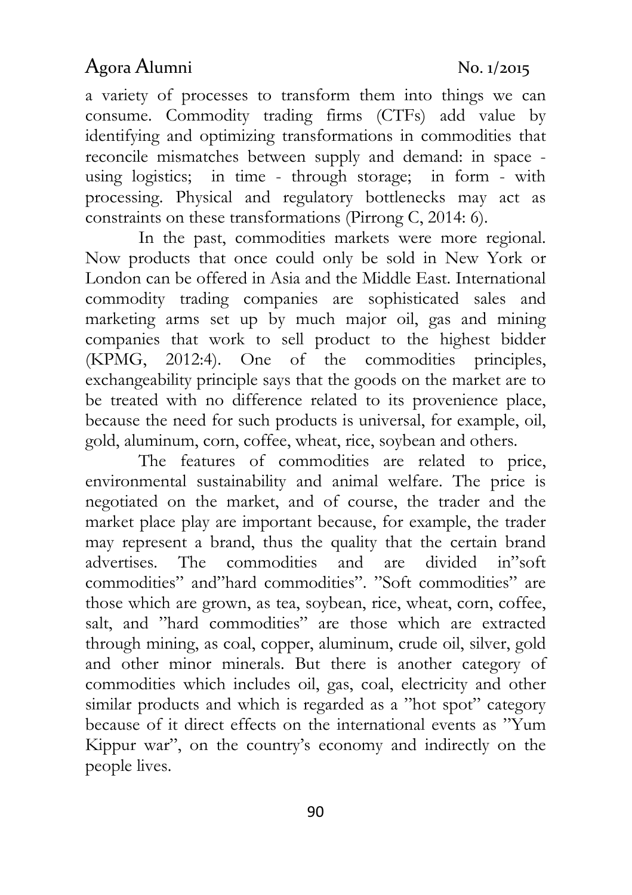a variety of processes to transform them into things we can consume. Commodity trading firms (CTFs) add value by identifying and optimizing transformations in commodities that reconcile mismatches between supply and demand: in space - using logistics; in time - through storage; in form - with processing. Physical and regulatory bottlenecks may act as constraints on these transformations (Pirrong C, 2014: 6).

In the past, commodities markets were more regional. Now products that once could only be sold in New York or London can be offered in Asia and the Middle East. International commodity trading companies are sophisticated sales and marketing arms set up by much major oil, gas and mining companies that work to sell product to the highest bidder (KPMG, 2012:4). One of the commodities principles, exchangeability principle says that the goods on the market are to be treated with no difference related to its provenience place, because the need for such products is universal, for example, oil, gold, aluminum, corn, coffee, wheat, rice, soybean and others.

The features of commodities are related to price, environmental sustainability and animal welfare. The price is negotiated on the market, and of course, the trader and the market place play are important because, for example, the trader may represent a brand, thus the quality that the certain brand advertises. The commodities and are divided in"soft commodities" and"hard commodities". "Soft commodities" are those which are grown, as tea, soybean, rice, wheat, corn, coffee, salt, and "hard commodities" are those which are extracted through mining, as coal, copper, aluminum, crude oil, silver, gold and other minor minerals. But there is another category of commodities which includes oil, gas, coal, electricity and other similar products and which is regarded as a "hot spot" category because of it direct effects on the international events as "Yum Kippur war", on the country's economy and indirectly on the people lives.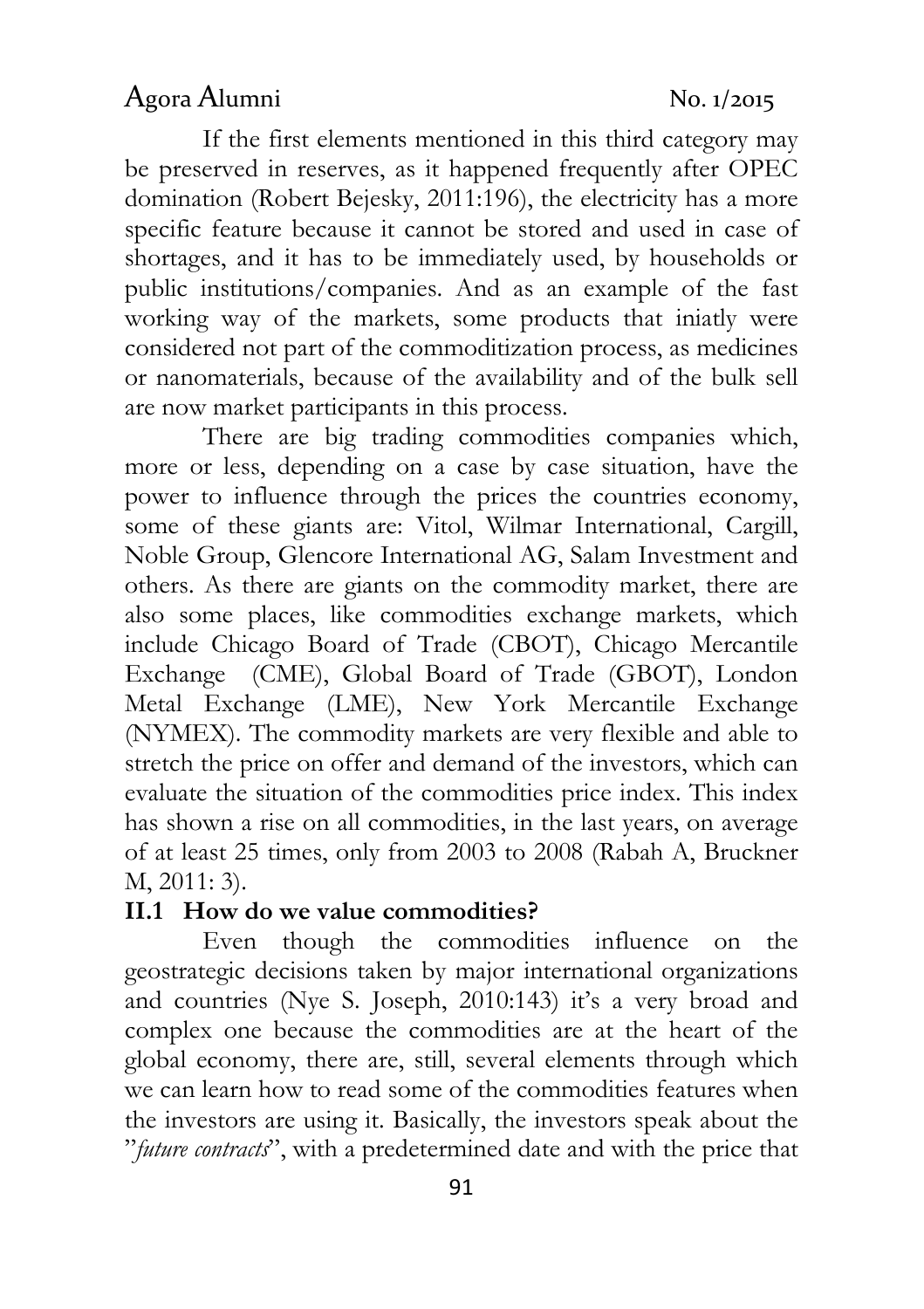If the first elements mentioned in this third category may be preserved in reserves, as it happened frequently after OPEC domination (Robert Bejesky, 2011:196), the electricity has a more specific feature because it cannot be stored and used in case of shortages, and it has to be immediately used, by households or public institutions/companies. And as an example of the fast working way of the markets, some products that iniatly were considered not part of the commoditization process, as medicines or nanomaterials, because of the availability and of the bulk sell are now market participants in this process.

There are big trading commodities companies which, more or less, depending on a case by case situation, have the power to influence through the prices the countries economy, some of these giants are: Vitol, Wilmar International, Cargill, Noble Group, Glencore International AG, Salam Investment and others. As there are giants on the commodity market, there are also some places, like commodities exchange markets, which include Chicago Board of Trade (CBOT), Chicago Mercantile Exchange (CME), Global Board of Trade (GBOT), London Metal Exchange (LME), New York Mercantile Exchange (NYMEX). The commodity markets are very flexible and able to stretch the price on offer and demand of the investors, which can evaluate the situation of the commodities price index. This index has shown a rise on all commodities, in the last years, on average of at least 25 times, only from 2003 to 2008 (Rabah A, Bruckner M, 2011: 3).

## II.1 How do we value commodities?

Even though the commodities influence on the geostrategic decisions taken by major international organizations and countries (Nye S. Joseph, 2010:143) it's a very broad and complex one because the commodities are at the heart of the global economy, there are, still, several elements through which we can learn how to read some of the commodities features when the investors are using it. Basically, the investors speak about the "*future contracts*", with a predetermined date and with the price that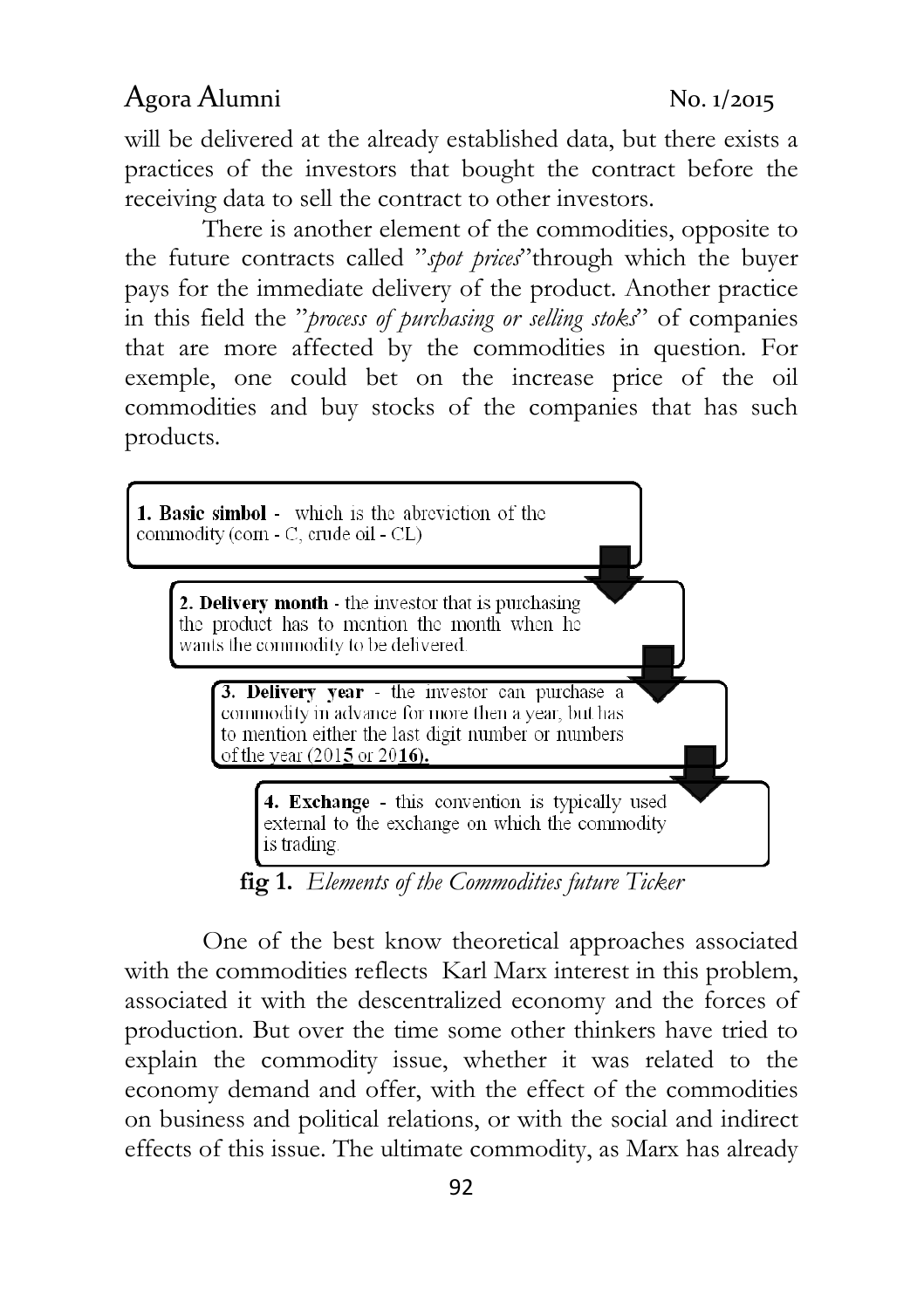will be delivered at the already established data, but there exists a practices of the investors that bought the contract before the receiving data to sell the contract to other investors.

There is another element of the commodities, opposite to the future contracts called "*spot prices*"through which the buyer pays for the immediate delivery of the product. Another practice in this field the "*process of purchasing or selling stoks*" of companies that are more affected by the commodities in question. For exemple, one could bet on the increase price of the oil commodities and buy stocks of the companies that has such products.

**1. Basic simbol** - which is the abreviction of the commodity (corn - C, crude oil - CL)

**2. Delivery month** - the investor that is purchasing the product has to mention the month when he wants the commodity to be delivered.

**3. Delivery year** - the investor can purchase a commodity in advance for more then a year, but has to mention either the last digit number or numbers of the year (201**5** or 20**16**).

**4. Exchange** - this convention is typically used external to the exchange on which the commodity is trading.

**fig 1.** *Elements of the Commodities future Ticker*

One of the best know theoretical approaches associated with the commodities reflects Karl Marx interest in this problem, associated it with the descentralized economy and the forces of production. But over the time some other thinkers have tried to explain the commodity issue, whether it was related to the economy demand and offer, with the effect of the commodities on business and political relations, or with the social and indirect effects of this issue. The ultimate commodity, as Marx has already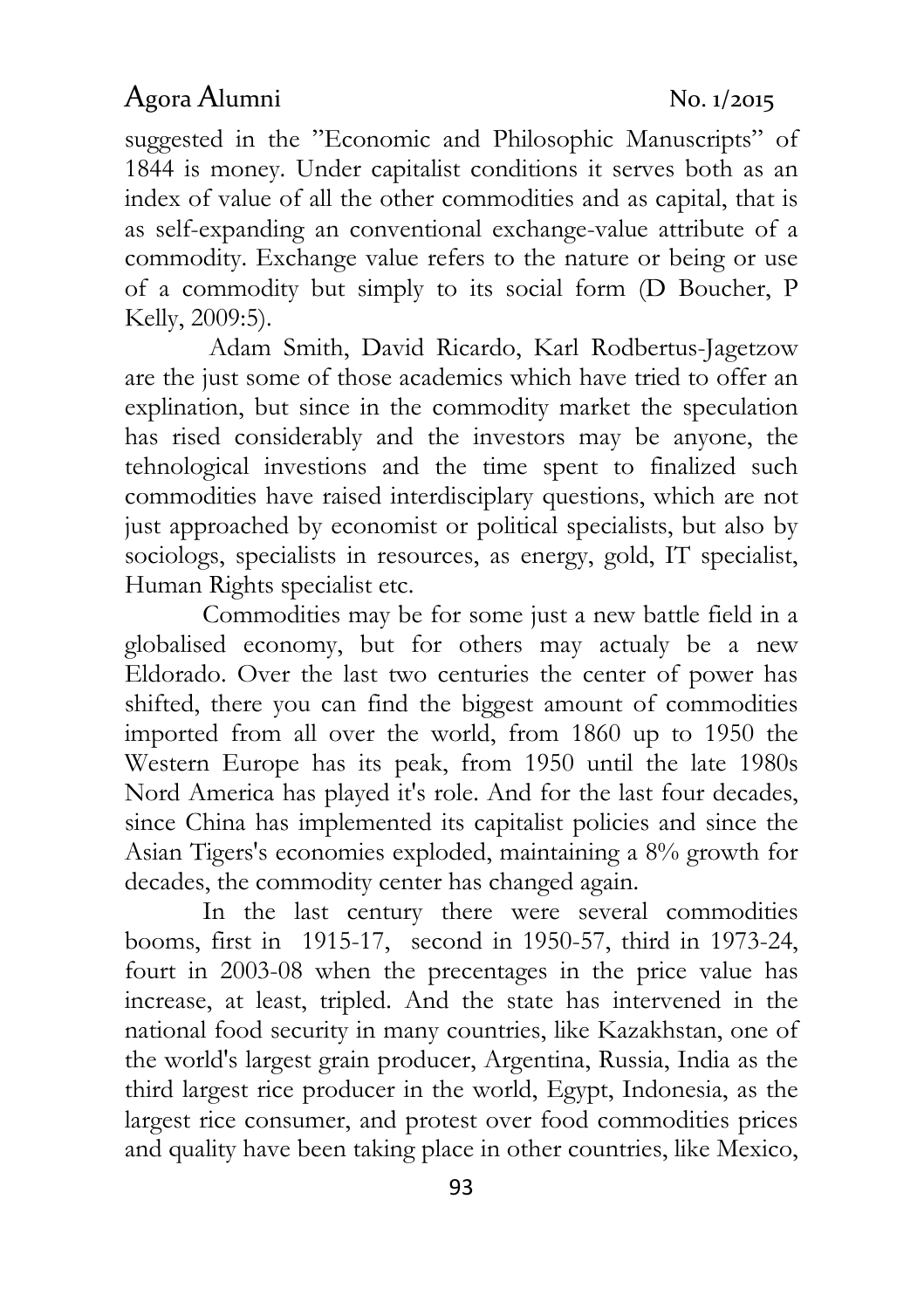suggested in the ”Economic and Philosophic Manuscripts” of 1844 is money. Under capitalist conditions it serves both as an index of value of all the other commodities and as capital, that is as self-expanding an conventional exchange-value attribute of a commodity. Exchange value refers to the nature or being or use of a commodity but simply to its social form (D Boucher, P Kelly, 2009:5).

Adam Smith, David Ricardo, Karl Rodbertus-Jagetzow are the just some of those academics which have tried to offer an explination, but since in the commodity market the speculation has rised considerably and the investors may be anyone, the tehnological investions and the time spent to finalized such commodities have raised interdisciplary questions, which are not just approached by economist or political specialists, but also by sociologs, specialists in resources, as energy, gold, IT specialist, Human Rights specialist etc.

Commodities may be for some just a new battle field in a globalised economy, but for others may actualy be a new Eldorado. Over the last two centuries the center of power has shifted, there you can find the biggest amount of commodities imported from all over the world, from 1860 up to 1950 the Western Europe has its peak, from 1950 until the late 1980s Nord America has played it's role. And for the last four decades, since China has implemented its capitalist policies and since the Asian Tigers's economies exploded, maintaining a 8% growth for decades, the commodity center has changed again.

In the last century there were several commodities booms, first in 1915-17, second in 1950-57, third in 1973-24, fourt in 2003-08 when the precentages in the price value has increase, at least, tripled. And the state has intervened in the national food security in many countries, like Kazakhstan, one of the world's largest grain producer, Argentina, Russia, India as the third largest rice producer in the world, Egypt, Indonesia, as the largest rice consumer, and protest over food commodities prices and quality have been taking place in other countries, like Mexico,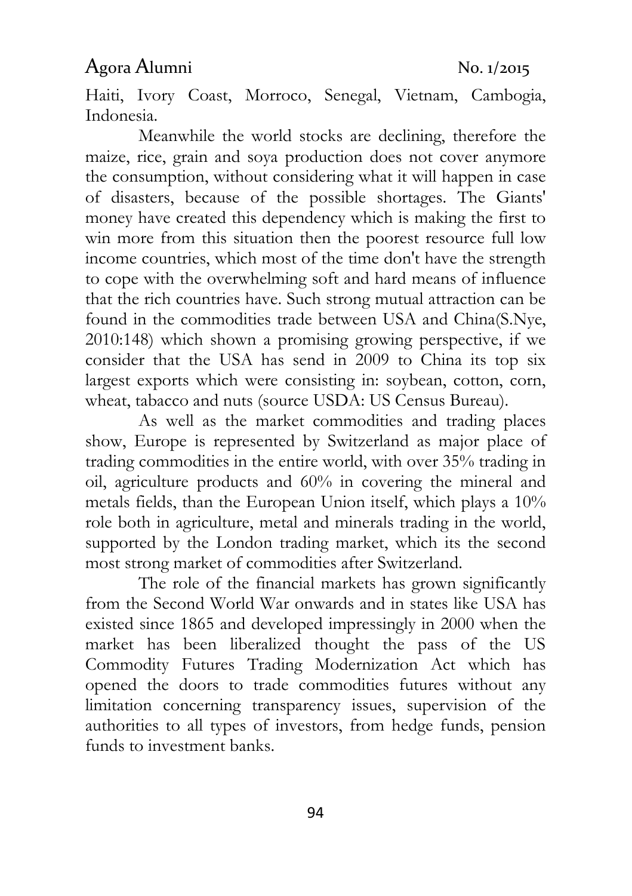Haiti, Ivory Coast, Morroco, Senegal, Vietnam, Cambogia, Indonesia.

Meanwhile the world stocks are declining, therefore the maize, rice, grain and soya production does not cover anymore the consumption, without considering what it will happen in case of disasters, because of the possible shortages. The Giants' money have created this dependency which is making the first to win more from this situation then the poorest resource full low income countries, which most of the time don't have the strength to cope with the overwhelming soft and hard means of influence that the rich countries have. Such strong mutual attraction can be found in the commodities trade between USA and China(S.Nye, 2010:148) which shown a promising growing perspective, if we consider that the USA has send in 2009 to China its top six largest exports which were consisting in: soybean, cotton, corn, wheat, tabacco and nuts (source USDA: US Census Bureau).

As well as the market commodities and trading places show, Europe is represented by Switzerland as major place of trading commodities in the entire world, with over 35% trading in oil, agriculture products and 60% in covering the mineral and metals fields, than the European Union itself, which plays a 10% role both in agriculture, metal and minerals trading in the world, supported by the London trading market, which its the second most strong market of commodities after Switzerland.

The role of the financial markets has grown significantly from the Second World War onwards and in states like USA has existed since 1865 and developed impressingly in 2000 when the market has been liberalized thought the pass of the US Commodity Futures Trading Modernization Act which has opened the doors to trade commodities futures without any limitation concerning transparency issues, supervision of the authorities to all types of investors, from hedge funds, pension funds to investment banks.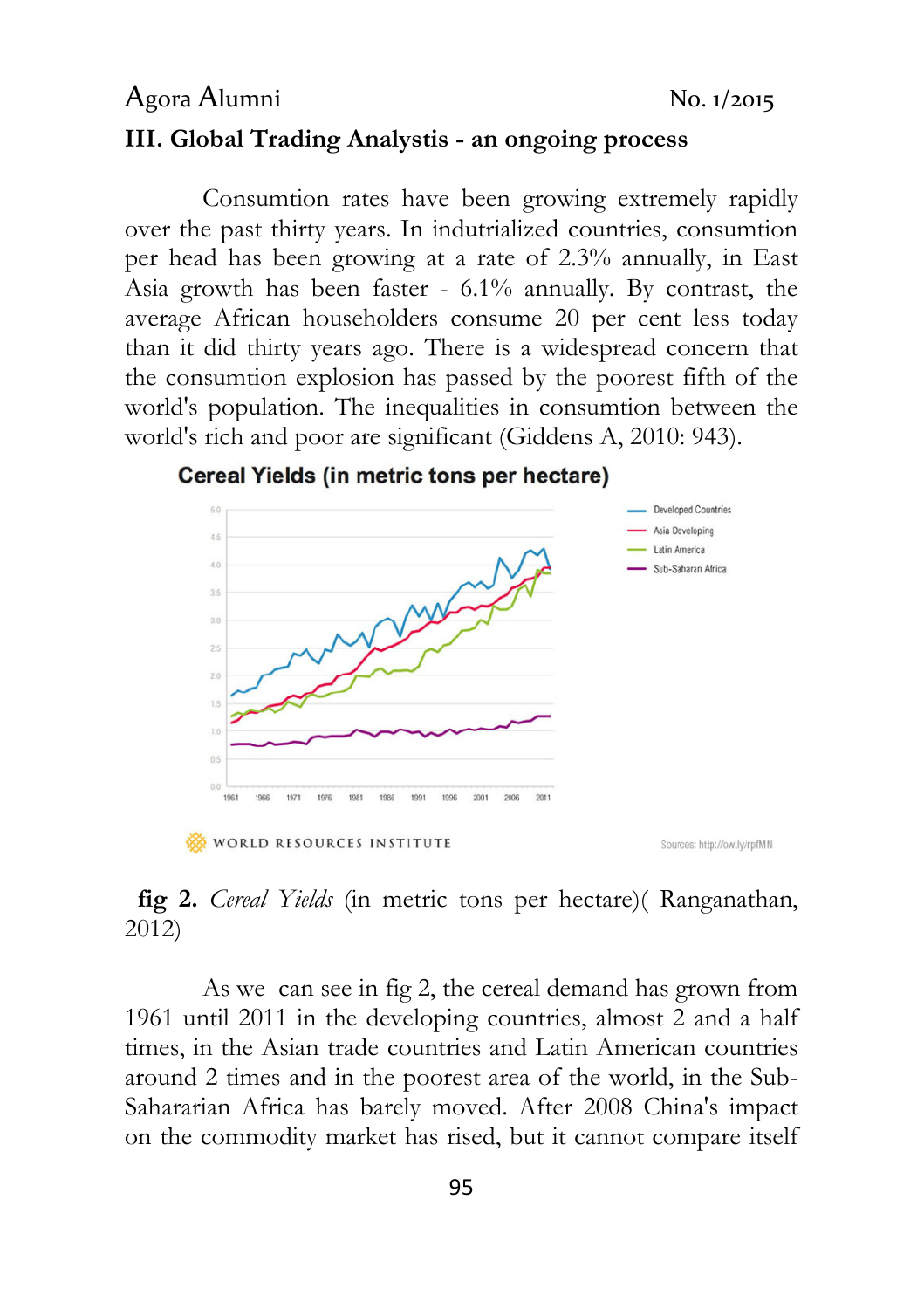### III. Global Trading Analystis - an ongoing process

Consumtion rates have been growing extremely rapidly over the past thirty years. In indutrialized countries, consumtion per head has been growing at a rate of 2.3% annually, in East Asia growth has been faster - 6.1% annually. By contrast, the average African householders consume 20 per cent less today than it did thirty years ago. There is a widespread concern that the consumtion explosion has passed by the poorest fifth of the world's population. The inequalities in consumtion between the world's rich and poor are significant (Giddens A, 2010: 943).

**fig 2.** *Cereal Yields* (in metric tons per hectare)( Ranganathan, 2012)

As we can see in fig 2, the cereal demand has grown from 1961 until 2011 in the developing countries, almost 2 and a half times, in the Asian trade countries and Latin American countries around 2 times and in the poorest area of the world, in the Sub-Sahararian Africa has barely moved. After 2008 China's impact on the commodity market has rised, but it cannot compare itself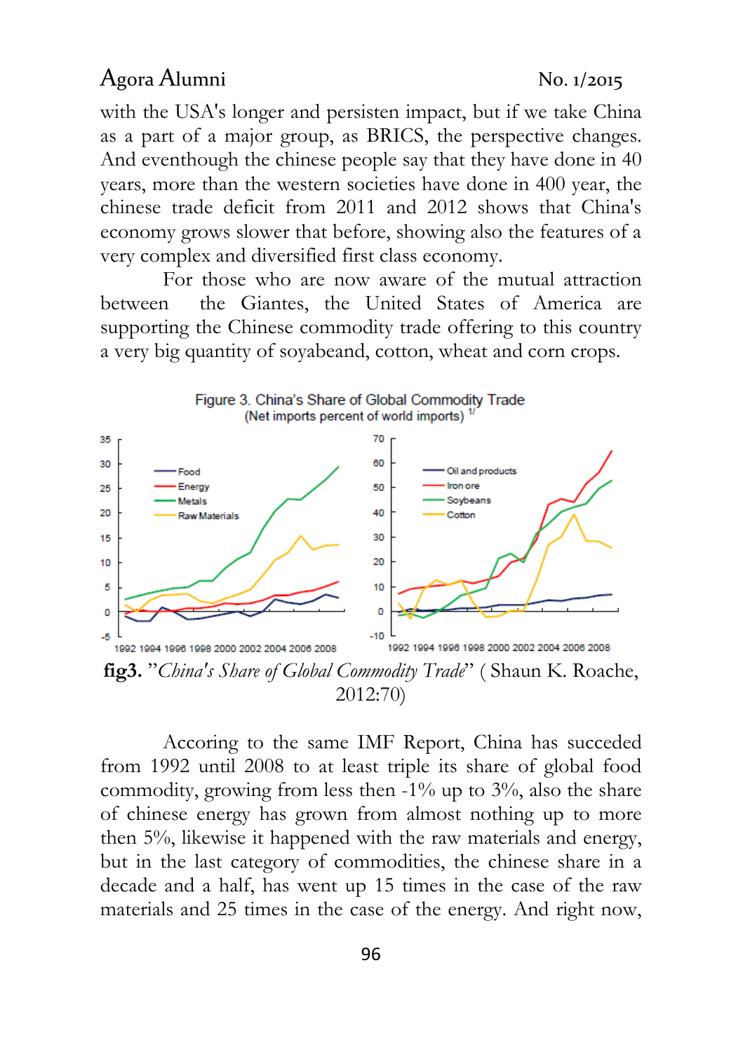with the USA's longer and persisten impact, but if we take China as a part of a major group, as BRICS, the perspective changes. And eventhough the chinese people say that they have done in 40 years, more than the western societies have done in 400 year, the chinese trade deficit from 2011 and 2012 shows that China's economy grows slower that before, showing also the features of a very complex and diversified first class economy.

For those who are now aware of the mutual attraction between the Giantes, the United States of America are supporting the Chinese commodity trade offering to this country a very big quantity of soyabeand, cotton, wheat and corn crops.

**fig3.** "*China's Share of Global Commodity Trade*" ( Shaun K. Roache, 2012:70)

Accoring to the same IMF Report, China has succeded from 1992 until 2008 to at least triple its share of global food commodity, growing from less then -1% up to 3%, also the share of chinese energy has grown from almost nothing up to more then 5%, likewise it happened with the raw materials and energy, but in the last category of commodities, the chinese share in a decade and a half, has went up 15 times in the case of the raw materials and 25 times in the case of the energy. And right now,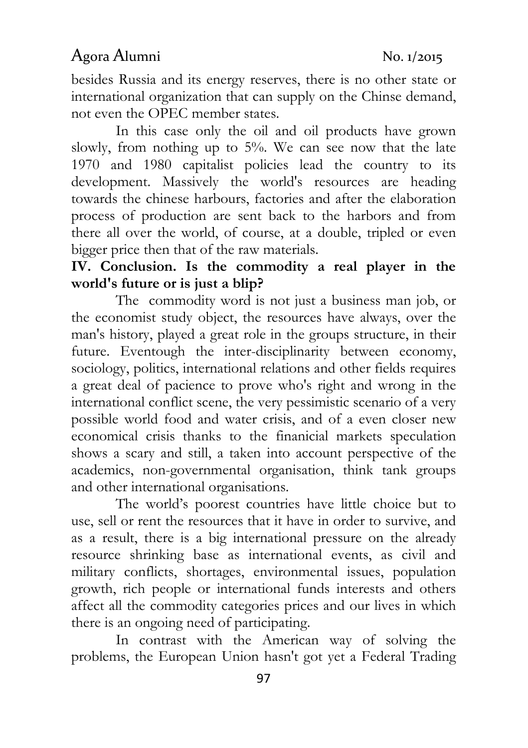besides Russia and its energy reserves, there is no other state or international organization that can supply on the Chinse demand, not even the OPEC member states.

In this case only the oil and oil products have grown slowly, from nothing up to 5%. We can see now that the late 1970 and 1980 capitalist policies lead the country to its development. Massively the world's resources are heading towards the chinese harbours, factories and after the elaboration process of production are sent back to the harbors and from there all over the world, of course, at a double, tripled or even bigger price then that of the raw materials.

## IV. Conclusion. Is the commodity a real player in the world's future or is just a blip?

The commodity word is not just a business man job, or the economist study object, the resources have always, over the man's history, played a great role in the groups structure, in their future. Eventough the inter-disciplinarity between economy, sociology, politics, international relations and other fields requires a great deal of pacience to prove who's right and wrong in the international conflict scene, the very pessimistic scenario of a very possible world food and water crisis, and of a even closer new economical crisis thanks to the finanicial markets speculation shows a scary and still, a taken into account perspective of the academics, non-governmental organisation, think tank groups and other international organisations.

The world's poorest countries have little choice but to use, sell or rent the resources that it have in order to survive, and as a result, there is a big international pressure on the already resource shrinking base as international events, as civil and military conflicts, shortages, environmental issues, population growth, rich people or international funds interests and others affect all the commodity categories prices and our lives in which there is an ongoing need of participating.

In contrast with the American way of solving the problems, the European Union hasn't got yet a Federal Trading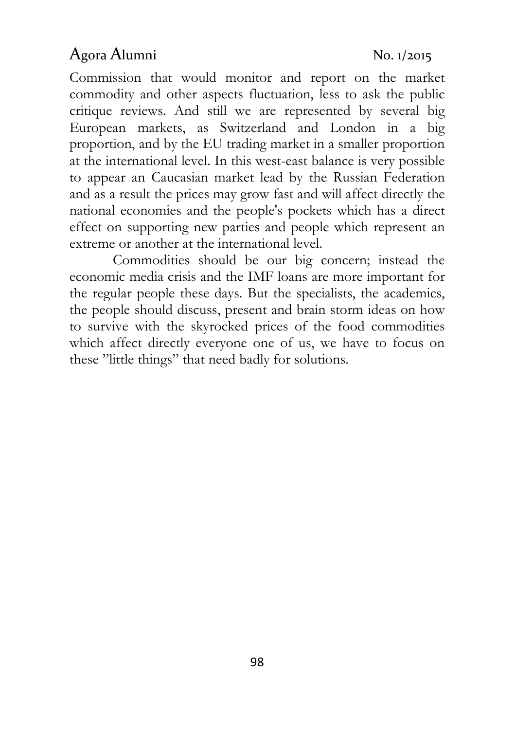Commission that would monitor and report on the market commodity and other aspects fluctuation, less to ask the public critique reviews. And still we are represented by several big European markets, as Switzerland and London in a big proportion, and by the EU trading market in a smaller proportion at the international level. In this west-east balance is very possible to appear an Caucasian market lead by the Russian Federation and as a result the prices may grow fast and will affect directly the national economies and the people's pockets which has a direct effect on supporting new parties and people which represent an extreme or another at the international level.

Commodities should be our big concern; instead the economic media crisis and the IMF loans are more important for the regular people these days. But the specialists, the academics, the people should discuss, present and brain storm ideas on how to survive with the skyrocked prices of the food commodities which affect directly everyone one of us, we have to focus on these "little things" that need badly for solutions.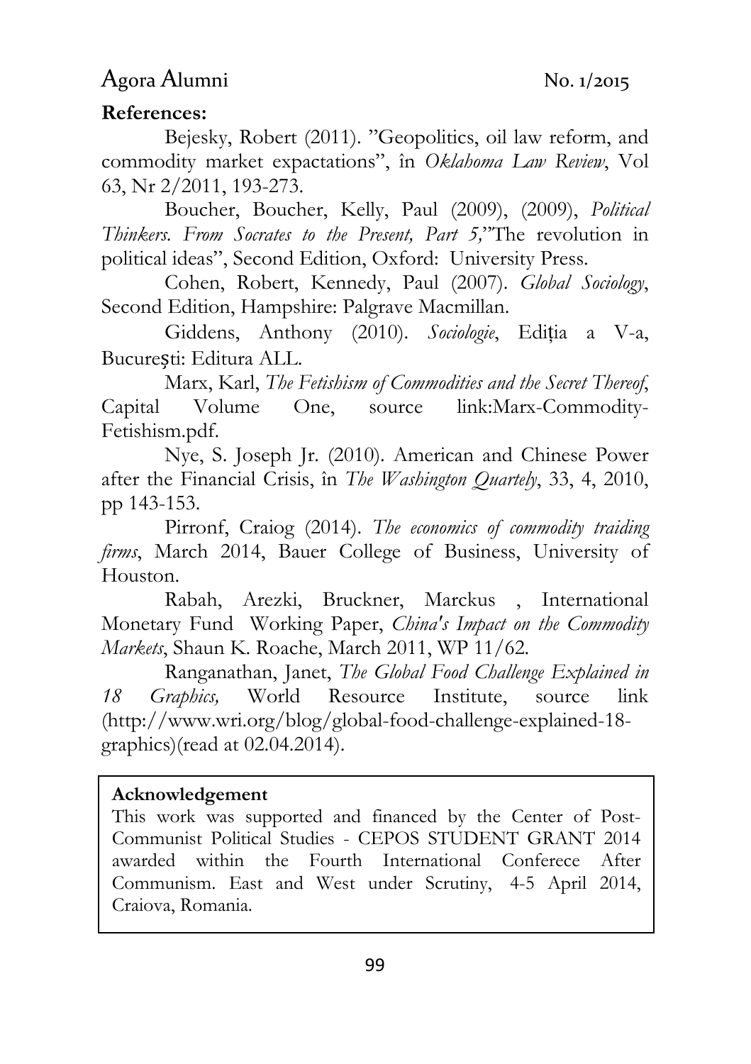**References:**

Bejesky, Robert (2011). ”Geopolitics, oil law reform, and commodity market expactations”, în *Oklahoma Law Review*, Vol 63, Nr 2/2011, 193-273.

Boucher, Boucher, Kelly, Paul (2009), (2009), *Political Thinkers. From Socrates to the Present, Part 5,*”The revolution in political ideas”, Second Edition, Oxford: University Press.

Cohen, Robert, Kennedy, Paul (2007). *Global Sociology*, Second Edition, Hampshire: Palgrave Macmillan.

Giddens, Anthony (2010). *Sociologie*, Ediția a V-a, București: Editura ALL.

Marx, Karl, *The Fetishism of Commodities and the Secret Thereof*, Capital Volume One, source link:Marx-Commodity-Fetishism.pdf.

Nye, S. Joseph Jr. (2010). American and Chinese Power after the Financial Crisis, în *The Washington Quartely*, 33, 4, 2010, pp 143-153.

Pirronf, Craiog (2014). *The economics of commodity traiding firms*, March 2014, Bauer College of Business, University of Houston.

Rabah, Arezki, Bruckner, Marckus , International Monetary Fund Working Paper, *China's Impact on the Commodity Markets*, Shaun K. Roache, March 2011, WP 11/62.

Ranganathan, Janet, *The Global Food Challenge Explained in 18 Graphics,* World Resource Institute, source link (http://www.wri.org/blog/global-food-challenge-explained-18-graphics)(read at 02.04.2014).

**Acknowledgement**

This work was supported and financed by the Center of Post-Communist Political Studies - CEPOS STUDENT GRANT 2014 awarded within the Fourth International Conferece After Communism. East and West under Scrutiny, 4-5 April 2014, Craiova, Romania.